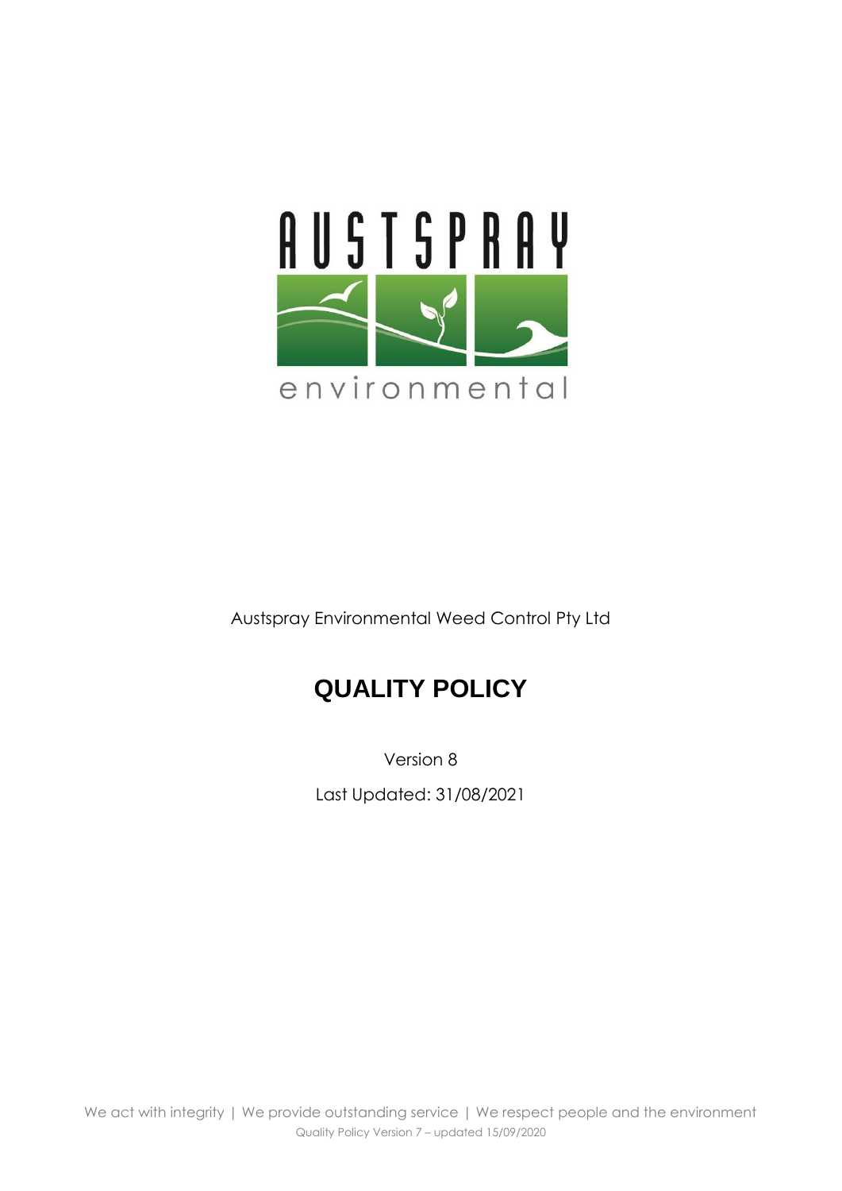Austspray Environmental Weed Control Pty Ltd

# QUALITY POLICY

Version 8

Last Updated: 31/08/2021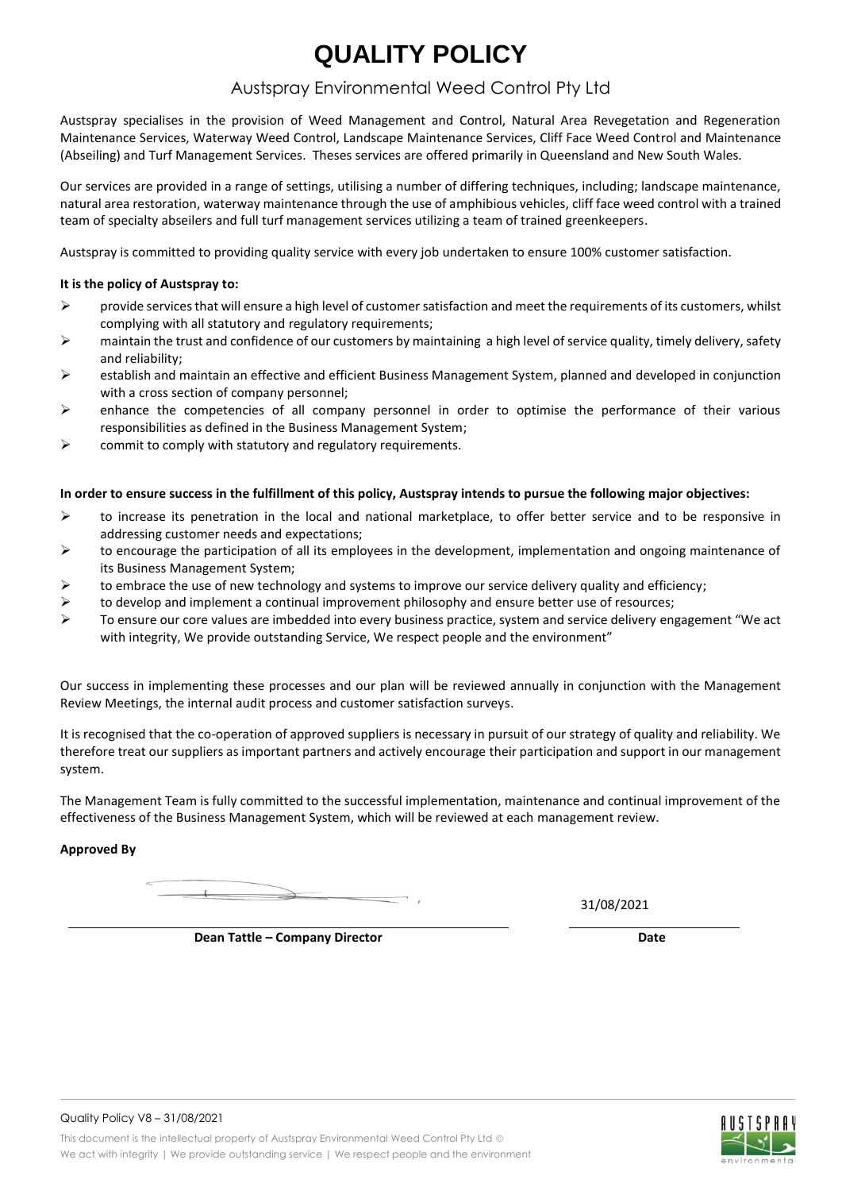# QUALITY POLICY

## Austspray Environmental Weed Control Pty Ltd

Austspray specialises in the provision of Weed Management and Control, Natural Area Revegetation and Regeneration Maintenance Services, Waterway Weed Control, Landscape Maintenance Services, Cliff Face Weed Control and Maintenance (Abseiling) and Turf Management Services. Theses services are offered primarily in Queensland and New South Wales.

Our services are provided in a range of settings, utilising a number of differing techniques, including; landscape maintenance, natural area restoration, waterway maintenance through the use of amphibious vehicles, cliff face weed control with a trained team of specialty abseilers and full turf management services utilizing a team of trained greenkeepers.

Austspray is committed to providing quality service with every job undertaken to ensure 100% customer satisfaction.

**It is the policy of Austspray to:**

- provide services that will ensure a high level of customer satisfaction and meet the requirements of its customers, whilst complying with all statutory and regulatory requirements;
- maintain the trust and confidence of our customers by maintaining a high level of service quality, timely delivery, safety and reliability;
- establish and maintain an effective and efficient Business Management System, planned and developed in conjunction with a cross section of company personnel;
- enhance the competencies of all company personnel in order to optimise the performance of their various responsibilities as defined in the Business Management System;
- commit to comply with statutory and regulatory requirements.

**In order to ensure success in the fulfillment of this policy, Austspray intends to pursue the following major objectives:**

- to increase its penetration in the local and national marketplace, to offer better service and to be responsive in addressing customer needs and expectations;
- to encourage the participation of all its employees in the development, implementation and ongoing maintenance of its Business Management System;
- to embrace the use of new technology and systems to improve our service delivery quality and efficiency;
- to develop and implement a continual improvement philosophy and ensure better use of resources;
- To ensure our core values are imbedded into every business practice, system and service delivery engagement "We act with integrity, We provide outstanding Service, We respect people and the environment"

Our success in implementing these processes and our plan will be reviewed annually in conjunction with the Management Review Meetings, the internal audit process and customer satisfaction surveys.

It is recognised that the co-operation of approved suppliers is necessary in pursuit of our strategy of quality and reliability. We therefore treat our suppliers as important partners and actively encourage their participation and support in our management system.

The Management Team is fully committed to the successful implementation, maintenance and continual improvement of the effectiveness of the Business Management System, which will be reviewed at each management review.

**Approved By**

31/08/2021

**Dean Tattle – Company Director** | **Date**

Quality Policy V8 – 31/08/2021

This document is the intellectual property of Austspray Environmental Weed Control Pty Ltd ©

We act with integrity | We provide outstanding service | We respect people and the environment